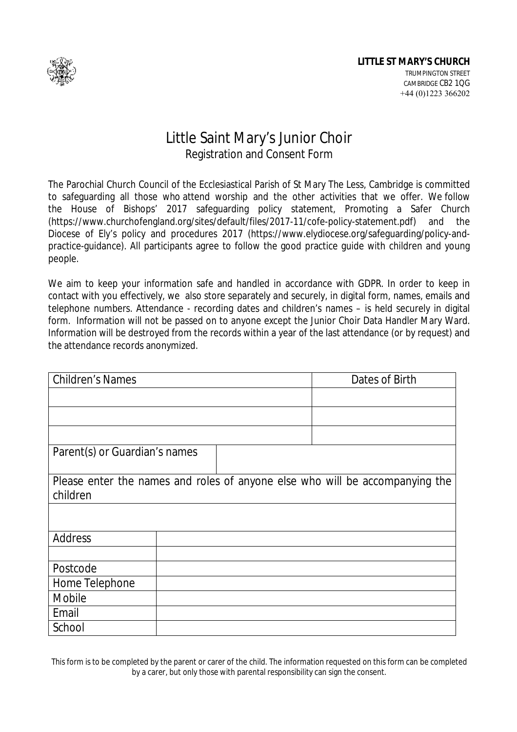**LITTLE ST MARY'S CHURCH**
TRUMPINGTON STREET
CAMBRIDGE CB2 1QG
+44 (0)1223 366202

# Little Saint Mary's Junior Choir

## Registration and Consent Form

The Parochial Church Council of the Ecclesiastical Parish of St Mary The Less, Cambridge is committed to safeguarding all those who attend worship and the other activities that we offer. We follow the House of Bishops' 2017 safeguarding policy statement, Promoting a Safer Church (https://www.churchofengland.org/sites/default/files/2017-11/cofe-policy-statement.pdf) and the Diocese of Ely's policy and procedures 2017 (https://www.elydiocese.org/safeguarding/policy-and-practice-guidance). All participants agree to follow the good practice guide with children and young people.

We aim to keep your information safe and handled in accordance with GDPR. In order to keep in contact with you effectively, we also store separately and securely, in digital form, names, emails and telephone numbers. Attendance - recording dates and children's names – is held securely in digital form. Information will not be passed on to anyone except the Junior Choir Data Handler Mary Ward. Information will be destroyed from the records within a year of the last attendance (or by request) and the attendance records anonymized.

| Children's Names | Dates of Birth |
|---|---|
| | |
| | |
| | |

| | |
|---|---|
| Parent(s) or Guardian's names | |

| |
|---|
| Please enter the names and roles of anyone else who will be accompanying the children |
| |

| | |
|---|---|
| Address | |
| | |
| Postcode | |
| Home Telephone | |
| Mobile | |
| Email | |
| School | |

This form is to be completed by the parent or carer of the child. The information requested on this form can be completed by a carer, but only those with parental responsibility can sign the consent.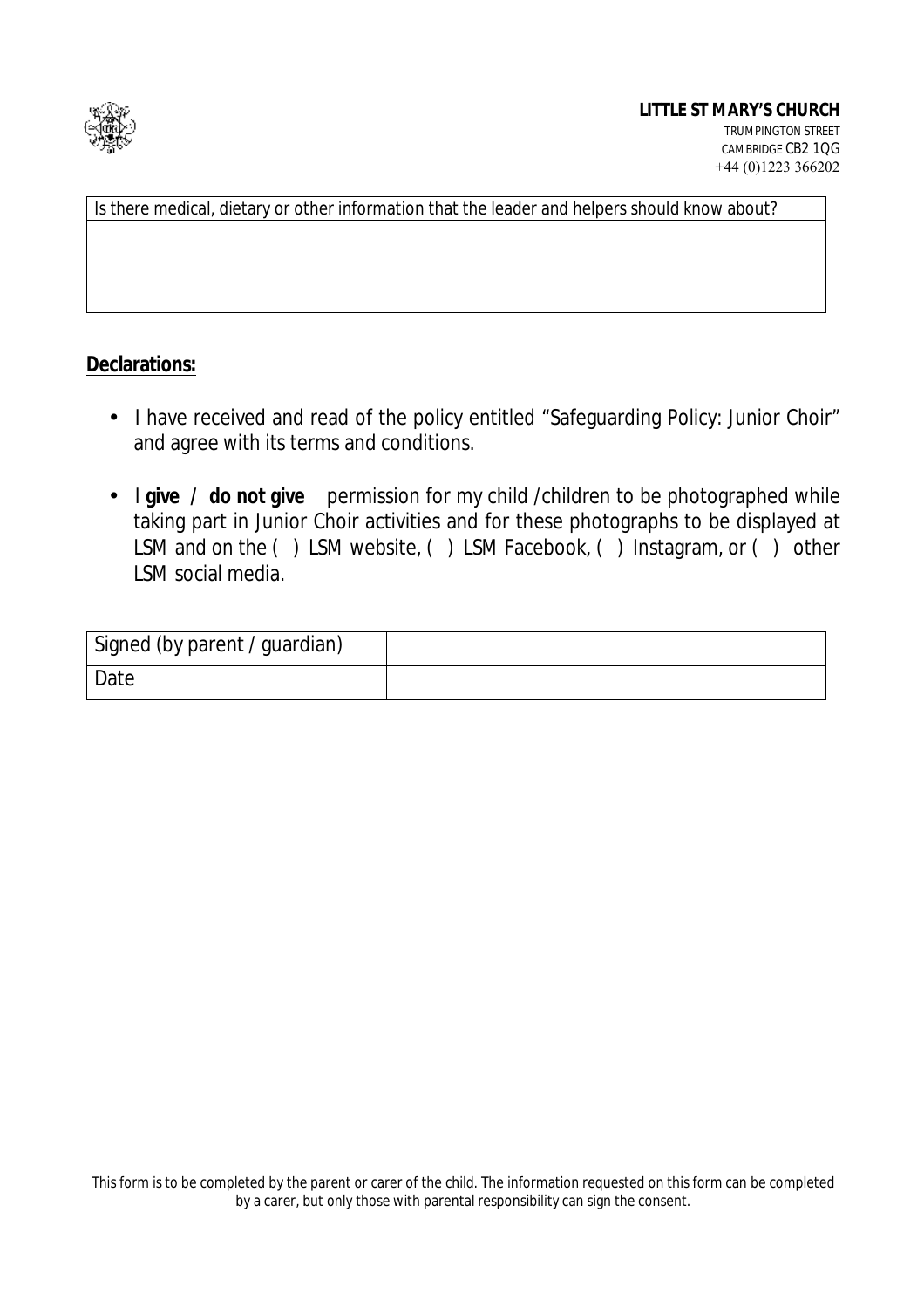**LITTLE ST MARY'S CHURCH**
TRUMPINGTON STREET
CAMBRIDGE CB2 1QG
+44 (0)1223 366202

| Is there medical, dietary or other information that the leader and helpers should know about? |
| --- |
| |

**Declarations:**

- I have received and read of the policy entitled "Safeguarding Policy: Junior Choir" and agree with its terms and conditions.
- I **give / do not give** permission for my child /children to be photographed while taking part in Junior Choir activities and for these photographs to be displayed at LSM and on the ( ) LSM website, ( ) LSM Facebook, ( ) Instagram, or ( ) other LSM social media.

| | |
| --- | --- |
| Signed (by parent / guardian) | |
| Date | |

This form is to be completed by the parent or carer of the child. The information requested on this form can be completed by a carer, but only those with parental responsibility can sign the consent.